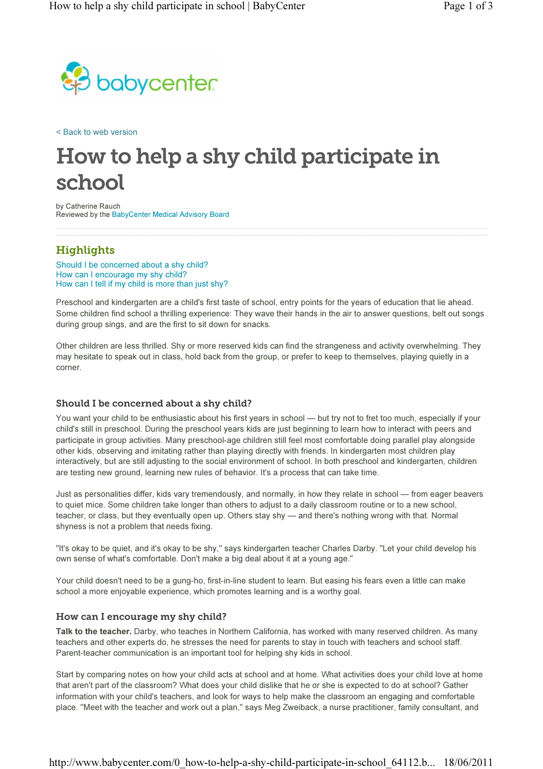< Back to web version

# How to help a shy child participate in school

by Catherine Rauch
Reviewed by the BabyCenter Medical Advisory Board

## Highlights

Should I be concerned about a shy child?
How can I encourage my shy child?
How can I tell if my child is more than just shy?

Preschool and kindergarten are a child's first taste of school, entry points for the years of education that lie ahead. Some children find school a thrilling experience: They wave their hands in the air to answer questions, belt out songs during group sings, and are the first to sit down for snacks.

Other children are less thrilled. Shy or more reserved kids can find the strangeness and activity overwhelming. They may hesitate to speak out in class, hold back from the group, or prefer to keep to themselves, playing quietly in a corner.

### Should I be concerned about a shy child?

You want your child to be enthusiastic about his first years in school — but try not to fret too much, especially if your child's still in preschool. During the preschool years kids are just beginning to learn how to interact with peers and participate in group activities. Many preschool-age children still feel most comfortable doing parallel play alongside other kids, observing and imitating rather than playing directly with friends. In kindergarten most children play interactively, but are still adjusting to the social environment of school. In both preschool and kindergarten, children are testing new ground, learning new rules of behavior. It's a process that can take time.

Just as personalities differ, kids vary tremendously, and normally, in how they relate in school — from eager beavers to quiet mice. Some children take longer than others to adjust to a daily classroom routine or to a new school, teacher, or class, but they eventually open up. Others stay shy — and there's nothing wrong with that. Normal shyness is not a problem that needs fixing.

"It's okay to be quiet, and it's okay to be shy," says kindergarten teacher Charles Darby. "Let your child develop his own sense of what's comfortable. Don't make a big deal about it at a young age."

Your child doesn't need to be a gung-ho, first-in-line student to learn. But easing his fears even a little can make school a more enjoyable experience, which promotes learning and is a worthy goal.

### How can I encourage my shy child?

**Talk to the teacher.** Darby, who teaches in Northern California, has worked with many reserved children. As many teachers and other experts do, he stresses the need for parents to stay in touch with teachers and school staff. Parent-teacher communication is an important tool for helping shy kids in school.

Start by comparing notes on how your child acts at school and at home. What activities does your child love at home that aren't part of the classroom? What does your child dislike that he or she is expected to do at school? Gather information with your child's teachers, and look for ways to help make the classroom an engaging and comfortable place. "Meet with the teacher and work out a plan," says Meg Zweiback, a nurse practitioner, family consultant, and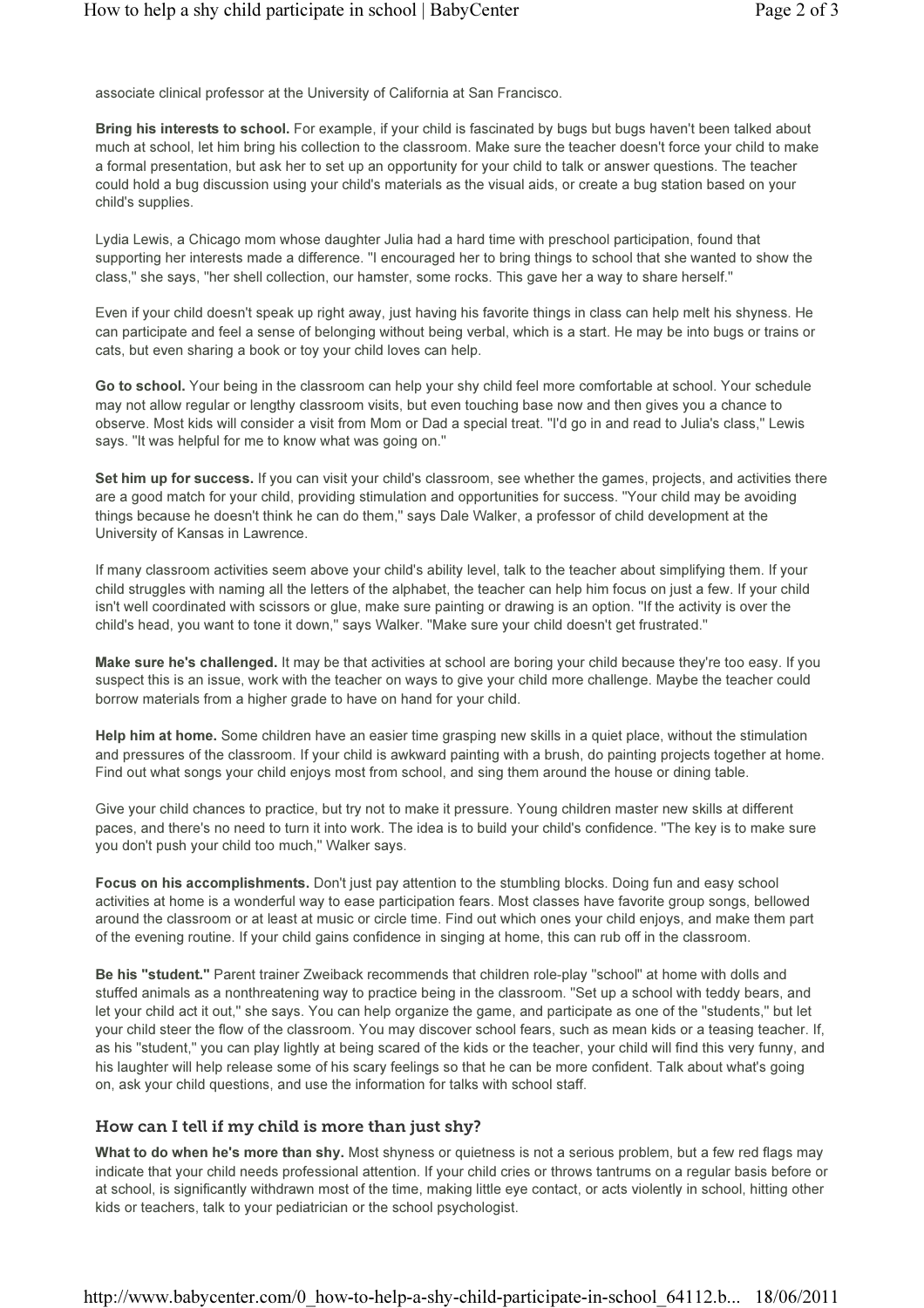associate clinical professor at the University of California at San Francisco.

**Bring his interests to school.** For example, if your child is fascinated by bugs but bugs haven't been talked about much at school, let him bring his collection to the classroom. Make sure the teacher doesn't force your child to make a formal presentation, but ask her to set up an opportunity for your child to talk or answer questions. The teacher could hold a bug discussion using your child's materials as the visual aids, or create a bug station based on your child's supplies.

Lydia Lewis, a Chicago mom whose daughter Julia had a hard time with preschool participation, found that supporting her interests made a difference. "I encouraged her to bring things to school that she wanted to show the class," she says, "her shell collection, our hamster, some rocks. This gave her a way to share herself."

Even if your child doesn't speak up right away, just having his favorite things in class can help melt his shyness. He can participate and feel a sense of belonging without being verbal, which is a start. He may be into bugs or trains or cats, but even sharing a book or toy your child loves can help.

**Go to school.** Your being in the classroom can help your shy child feel more comfortable at school. Your schedule may not allow regular or lengthy classroom visits, but even touching base now and then gives you a chance to observe. Most kids will consider a visit from Mom or Dad a special treat. "I'd go in and read to Julia's class," Lewis says. "It was helpful for me to know what was going on."

**Set him up for success.** If you can visit your child's classroom, see whether the games, projects, and activities there are a good match for your child, providing stimulation and opportunities for success. "Your child may be avoiding things because he doesn't think he can do them," says Dale Walker, a professor of child development at the University of Kansas in Lawrence.

If many classroom activities seem above your child's ability level, talk to the teacher about simplifying them. If your child struggles with naming all the letters of the alphabet, the teacher can help him focus on just a few. If your child isn't well coordinated with scissors or glue, make sure painting or drawing is an option. "If the activity is over the child's head, you want to tone it down," says Walker. "Make sure your child doesn't get frustrated."

**Make sure he's challenged.** It may be that activities at school are boring your child because they're too easy. If you suspect this is an issue, work with the teacher on ways to give your child more challenge. Maybe the teacher could borrow materials from a higher grade to have on hand for your child.

**Help him at home.** Some children have an easier time grasping new skills in a quiet place, without the stimulation and pressures of the classroom. If your child is awkward painting with a brush, do painting projects together at home. Find out what songs your child enjoys most from school, and sing them around the house or dining table.

Give your child chances to practice, but try not to make it pressure. Young children master new skills at different paces, and there's no need to turn it into work. The idea is to build your child's confidence. "The key is to make sure you don't push your child too much," Walker says.

**Focus on his accomplishments.** Don't just pay attention to the stumbling blocks. Doing fun and easy school activities at home is a wonderful way to ease participation fears. Most classes have favorite group songs, bellowed around the classroom or at least at music or circle time. Find out which ones your child enjoys, and make them part of the evening routine. If your child gains confidence in singing at home, this can rub off in the classroom.

**Be his "student."** Parent trainer Zweiback recommends that children role-play "school" at home with dolls and stuffed animals as a nonthreatening way to practice being in the classroom. "Set up a school with teddy bears, and let your child act it out," she says. You can help organize the game, and participate as one of the "students," but let your child steer the flow of the classroom. You may discover school fears, such as mean kids or a teasing teacher. If, as his "student," you can play lightly at being scared of the kids or the teacher, your child will find this very funny, and his laughter will help release some of his scary feelings so that he can be more confident. Talk about what's going on, ask your child questions, and use the information for talks with school staff.

## How can I tell if my child is more than just shy?

**What to do when he's more than shy.** Most shyness or quietness is not a serious problem, but a few red flags may indicate that your child needs professional attention. If your child cries or throws tantrums on a regular basis before or at school, is significantly withdrawn most of the time, making little eye contact, or acts violently in school, hitting other kids or teachers, talk to your pediatrician or the school psychologist.